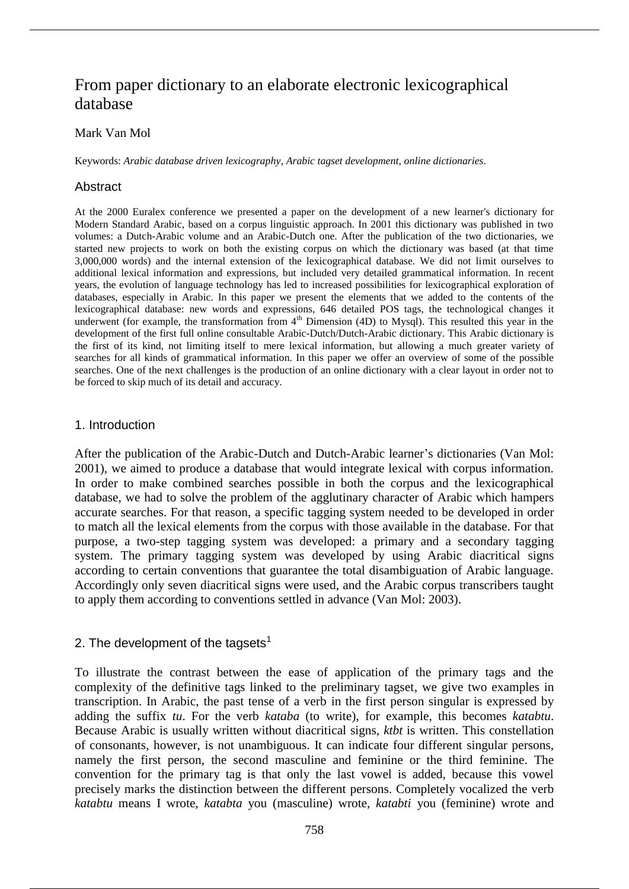# From paper dictionary to an elaborate electronic lexicographical database

Mark Van Mol

Keywords: *Arabic database driven lexicography, Arabic tagset development, online dictionaries.*

## Abstract

At the 2000 Euralex conference we presented a paper on the development of a new learner's dictionary for Modern Standard Arabic, based on a corpus linguistic approach. In 2001 this dictionary was published in two volumes: a Dutch-Arabic volume and an Arabic-Dutch one. After the publication of the two dictionaries, we started new projects to work on both the existing corpus on which the dictionary was based (at that time 3,000,000 words) and the internal extension of the lexicographical database. We did not limit ourselves to additional lexical information and expressions, but included very detailed grammatical information. In recent years, the evolution of language technology has led to increased possibilities for lexicographical exploration of databases, especially in Arabic. In this paper we present the elements that we added to the contents of the lexicographical database: new words and expressions, 646 detailed POS tags, the technological changes it underwent (for example, the transformation from 4th Dimension (4D) to Mysql). This resulted this year in the development of the first full online consultable Arabic-Dutch/Dutch-Arabic dictionary. This Arabic dictionary is the first of its kind, not limiting itself to mere lexical information, but allowing a much greater variety of searches for all kinds of grammatical information. In this paper we offer an overview of some of the possible searches. One of the next challenges is the production of an online dictionary with a clear layout in order not to be forced to skip much of its detail and accuracy.

## 1. Introduction

After the publication of the Arabic-Dutch and Dutch-Arabic learner's dictionaries (Van Mol: 2001), we aimed to produce a database that would integrate lexical with corpus information. In order to make combined searches possible in both the corpus and the lexicographical database, we had to solve the problem of the agglutinary character of Arabic which hampers accurate searches. For that reason, a specific tagging system needed to be developed in order to match all the lexical elements from the corpus with those available in the database. For that purpose, a two-step tagging system was developed: a primary and a secondary tagging system. The primary tagging system was developed by using Arabic diacritical signs according to certain conventions that guarantee the total disambiguation of Arabic language. Accordingly only seven diacritical signs were used, and the Arabic corpus transcribers taught to apply them according to conventions settled in advance (Van Mol: 2003).

## 2. The development of the tagsets[1]

To illustrate the contrast between the ease of application of the primary tags and the complexity of the definitive tags linked to the preliminary tagset, we give two examples in transcription. In Arabic, the past tense of a verb in the first person singular is expressed by adding the suffix *tu*. For the verb *kataba* (to write), for example, this becomes *katabtu*. Because Arabic is usually written without diacritical signs, *ktbt* is written. This constellation of consonants, however, is not unambiguous. It can indicate four different singular persons, namely the first person, the second masculine and feminine or the third feminine. The convention for the primary tag is that only the last vowel is added, because this vowel precisely marks the distinction between the different persons. Completely vocalized the verb *katabtu* means I wrote, *katabta* you (masculine) wrote, *katabti* you (feminine) wrote and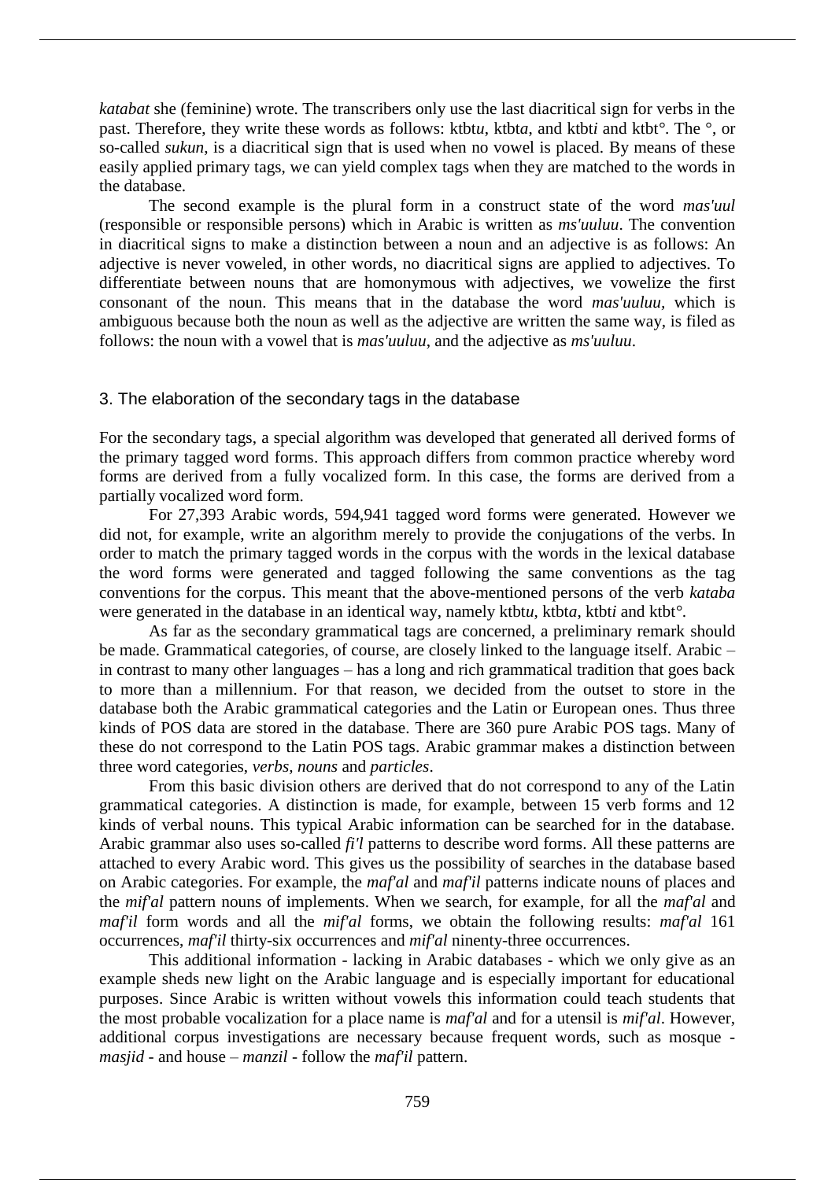*katabat* she (feminine) wrote. The transcribers only use the last diacritical sign for verbs in the past. Therefore, they write these words as follows: ktbt*u*, ktbt*a*, and ktbt*i* and ktbt°. The °, or so-called *sukun*, is a diacritical sign that is used when no vowel is placed. By means of these easily applied primary tags, we can yield complex tags when they are matched to the words in the database.

The second example is the plural form in a construct state of the word *mas'uul* (responsible or responsible persons) which in Arabic is written as *ms'uuluu*. The convention in diacritical signs to make a distinction between a noun and an adjective is as follows: An adjective is never voweled, in other words, no diacritical signs are applied to adjectives. To differentiate between nouns that are homonymous with adjectives, we vowelize the first consonant of the noun. This means that in the database the word *mas'uuluu*, which is ambiguous because both the noun as well as the adjective are written the same way, is filed as follows: the noun with a vowel that is *mas'uuluu*, and the adjective as *ms'uuluu*.

## 3. The elaboration of the secondary tags in the database

For the secondary tags, a special algorithm was developed that generated all derived forms of the primary tagged word forms. This approach differs from common practice whereby word forms are derived from a fully vocalized form. In this case, the forms are derived from a partially vocalized word form.

For 27,393 Arabic words, 594,941 tagged word forms were generated. However we did not, for example, write an algorithm merely to provide the conjugations of the verbs. In order to match the primary tagged words in the corpus with the words in the lexical database the word forms were generated and tagged following the same conventions as the tag conventions for the corpus. This meant that the above-mentioned persons of the verb *kataba* were generated in the database in an identical way, namely ktbt*u*, ktbt*a*, ktbt*i* and ktbt°.

As far as the secondary grammatical tags are concerned, a preliminary remark should be made. Grammatical categories, of course, are closely linked to the language itself. Arabic – in contrast to many other languages – has a long and rich grammatical tradition that goes back to more than a millennium. For that reason, we decided from the outset to store in the database both the Arabic grammatical categories and the Latin or European ones. Thus three kinds of POS data are stored in the database. There are 360 pure Arabic POS tags. Many of these do not correspond to the Latin POS tags. Arabic grammar makes a distinction between three word categories, *verbs*, *nouns* and *particles*.

From this basic division others are derived that do not correspond to any of the Latin grammatical categories. A distinction is made, for example, between 15 verb forms and 12 kinds of verbal nouns. This typical Arabic information can be searched for in the database. Arabic grammar also uses so-called *fi'l* patterns to describe word forms. All these patterns are attached to every Arabic word. This gives us the possibility of searches in the database based on Arabic categories. For example, the *maf'al* and *maf'il* patterns indicate nouns of places and the *mif'al* pattern nouns of implements. When we search, for example, for all the *maf'al* and *maf'il* form words and all the *mif'al* forms, we obtain the following results: *maf'al* 161 occurrences, *maf'il* thirty-six occurrences and *mif'al* ninenty-three occurrences.

This additional information - lacking in Arabic databases - which we only give as an example sheds new light on the Arabic language and is especially important for educational purposes. Since Arabic is written without vowels this information could teach students that the most probable vocalization for a place name is *maf'al* and for a utensil is *mif'al*. However, additional corpus investigations are necessary because frequent words, such as mosque - *masjid* - and house – *manzil* - follow the *maf'il* pattern.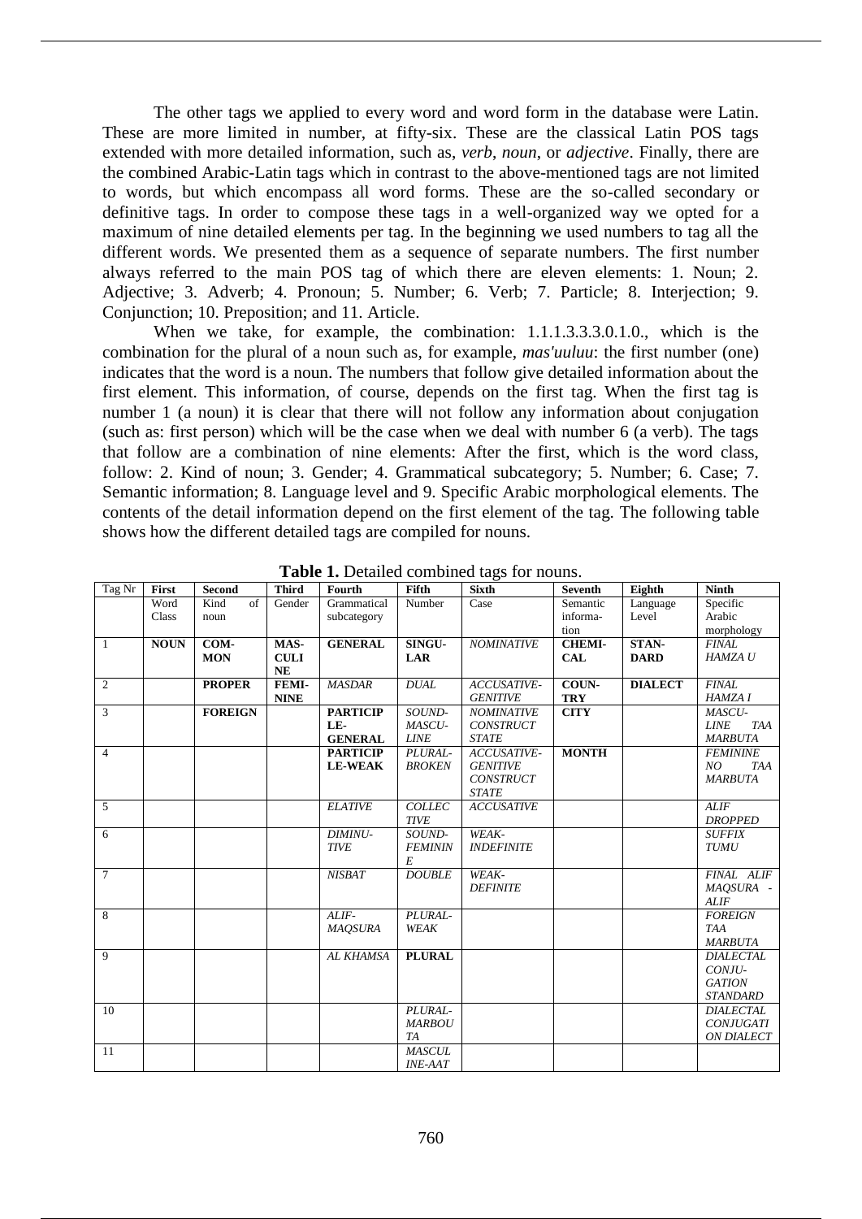The other tags we applied to every word and word form in the database were Latin. These are more limited in number, at fifty-six. These are the classical Latin POS tags extended with more detailed information, such as, *verb*, *noun*, or *adjective*. Finally, there are the combined Arabic-Latin tags which in contrast to the above-mentioned tags are not limited to words, but which encompass all word forms. These are the so-called secondary or definitive tags. In order to compose these tags in a well-organized way we opted for a maximum of nine detailed elements per tag. In the beginning we used numbers to tag all the different words. We presented them as a sequence of separate numbers. The first number always referred to the main POS tag of which there are eleven elements: 1. Noun; 2. Adjective; 3. Adverb; 4. Pronoun; 5. Number; 6. Verb; 7. Particle; 8. Interjection; 9. Conjunction; 10. Preposition; and 11. Article.

When we take, for example, the combination: 1.1.1.3.3.3.0.1.0., which is the combination for the plural of a noun such as, for example, *mas'uuluu*: the first number (one) indicates that the word is a noun. The numbers that follow give detailed information about the first element. This information, of course, depends on the first tag. When the first tag is number 1 (a noun) it is clear that there will not follow any information about conjugation (such as: first person) which will be the case when we deal with number 6 (a verb). The tags that follow are a combination of nine elements: After the first, which is the word class, follow: 2. Kind of noun; 3. Gender; 4. Grammatical subcategory; 5. Number; 6. Case; 7. Semantic information; 8. Language level and 9. Specific Arabic morphological elements. The contents of the detail information depend on the first element of the tag. The following table shows how the different detailed tags are compiled for nouns.

**Table 1.** Detailed combined tags for nouns.

| Tag Nr | **First** | **Second** | **Third** | **Fourth** | **Fifth** | **Sixth** | **Seventh** | **Eighth** | **Ninth** |
|---|---|---|---|---|---|---|---|---|---|
| | Word Class | Kind of noun | Gender | Grammatical subcategory | Number | Case | Semantic information | Language Level | Specific Arabic morphology |
| 1 | **NOUN** | **COMMON** | **MASCULINE** | **GENERAL** | **SINGULAR** | *NOMINATIVE* | **CHEMICAL** | **STANDARD** | *FINAL HAMZA U* |
| 2 | | **PROPER** | **FEMININE** | *MASDAR* | *DUAL* | *ACCUSATIVE-GENITIVE* | **COUNTRY** | **DIALECT** | *FINAL HAMZA I* |
| 3 | | **FOREIGN** | | **PARTICIPLE-GENERAL** | *SOUND-MASCULINE* | *NOMINATIVE CONSTRUCT STATE* | **CITY** | | *MASCULINE TAA MARBUTA* |
| 4 | | | | **PARTICIPLE-WEAK** | *PLURAL-BROKEN* | *ACCUSATIVE-GENITIVE CONSTRUCT STATE* | **MONTH** | | *FEMININE NO TAA MARBUTA* |
| 5 | | | | *ELATIVE* | *COLLECTIVE* | *ACCUSATIVE* | | | *ALIF DROPPED* |
| 6 | | | | *DIMINUTIVE* | *SOUND-FEMININE* | *WEAK-INDEFINITE* | | | *SUFFIX TUMU* |
| 7 | | | | *NISBAT* | *DOUBLE* | *WEAK-DEFINITE* | | | *FINAL ALIF MAQSURA - ALIF* |
| 8 | | | | *ALIF-MAQSURA* | *PLURAL-WEAK* | | | | *FOREIGN TAA MARBUTA* |
| 9 | | | | *AL KHAMSA* | **PLURAL** | | | | *DIALECTAL CONJUGATION STANDARD* |
| 10 | | | | | *PLURAL-MARBOUTA* | | | | *DIALECTAL CONJUGATION DIALECT* |
| 11 | | | | | *MASCULINE-AAT* | | | | |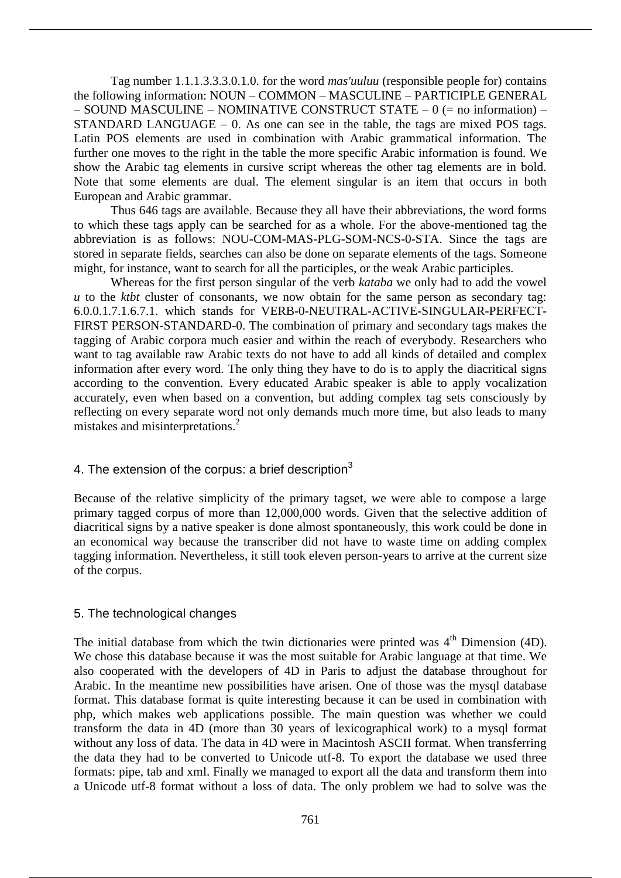Tag number 1.1.1.3.3.3.0.1.0. for the word *mas'uuluu* (responsible people for) contains the following information: NOUN – COMMON – MASCULINE – PARTICIPLE GENERAL – SOUND MASCULINE – NOMINATIVE CONSTRUCT STATE – 0 (= no information) – STANDARD LANGUAGE – 0. As one can see in the table, the tags are mixed POS tags. Latin POS elements are used in combination with Arabic grammatical information. The further one moves to the right in the table the more specific Arabic information is found. We show the Arabic tag elements in cursive script whereas the other tag elements are in bold. Note that some elements are dual. The element singular is an item that occurs in both European and Arabic grammar.

Thus 646 tags are available. Because they all have their abbreviations, the word forms to which these tags apply can be searched for as a whole. For the above-mentioned tag the abbreviation is as follows: NOU-COM-MAS-PLG-SOM-NCS-0-STA. Since the tags are stored in separate fields, searches can also be done on separate elements of the tags. Someone might, for instance, want to search for all the participles, or the weak Arabic participles.

Whereas for the first person singular of the verb *kataba* we only had to add the vowel *u* to the *ktbt* cluster of consonants, we now obtain for the same person as secondary tag: 6.0.0.1.7.1.6.7.1. which stands for VERB-0-NEUTRAL-ACTIVE-SINGULAR-PERFECT-FIRST PERSON-STANDARD-0. The combination of primary and secondary tags makes the tagging of Arabic corpora much easier and within the reach of everybody. Researchers who want to tag available raw Arabic texts do not have to add all kinds of detailed and complex information after every word. The only thing they have to do is to apply the diacritical signs according to the convention. Every educated Arabic speaker is able to apply vocalization accurately, even when based on a convention, but adding complex tag sets consciously by reflecting on every separate word not only demands much more time, but also leads to many mistakes and misinterpretations.[2]

## 4. The extension of the corpus: a brief description[3]

Because of the relative simplicity of the primary tagset, we were able to compose a large primary tagged corpus of more than 12,000,000 words. Given that the selective addition of diacritical signs by a native speaker is done almost spontaneously, this work could be done in an economical way because the transcriber did not have to waste time on adding complex tagging information. Nevertheless, it still took eleven person-years to arrive at the current size of the corpus.

## 5. The technological changes

The initial database from which the twin dictionaries were printed was 4th Dimension (4D). We chose this database because it was the most suitable for Arabic language at that time. We also cooperated with the developers of 4D in Paris to adjust the database throughout for Arabic. In the meantime new possibilities have arisen. One of those was the mysql database format. This database format is quite interesting because it can be used in combination with php, which makes web applications possible. The main question was whether we could transform the data in 4D (more than 30 years of lexicographical work) to a mysql format without any loss of data. The data in 4D were in Macintosh ASCII format. When transferring the data they had to be converted to Unicode utf-8. To export the database we used three formats: pipe, tab and xml. Finally we managed to export all the data and transform them into a Unicode utf-8 format without a loss of data. The only problem we had to solve was the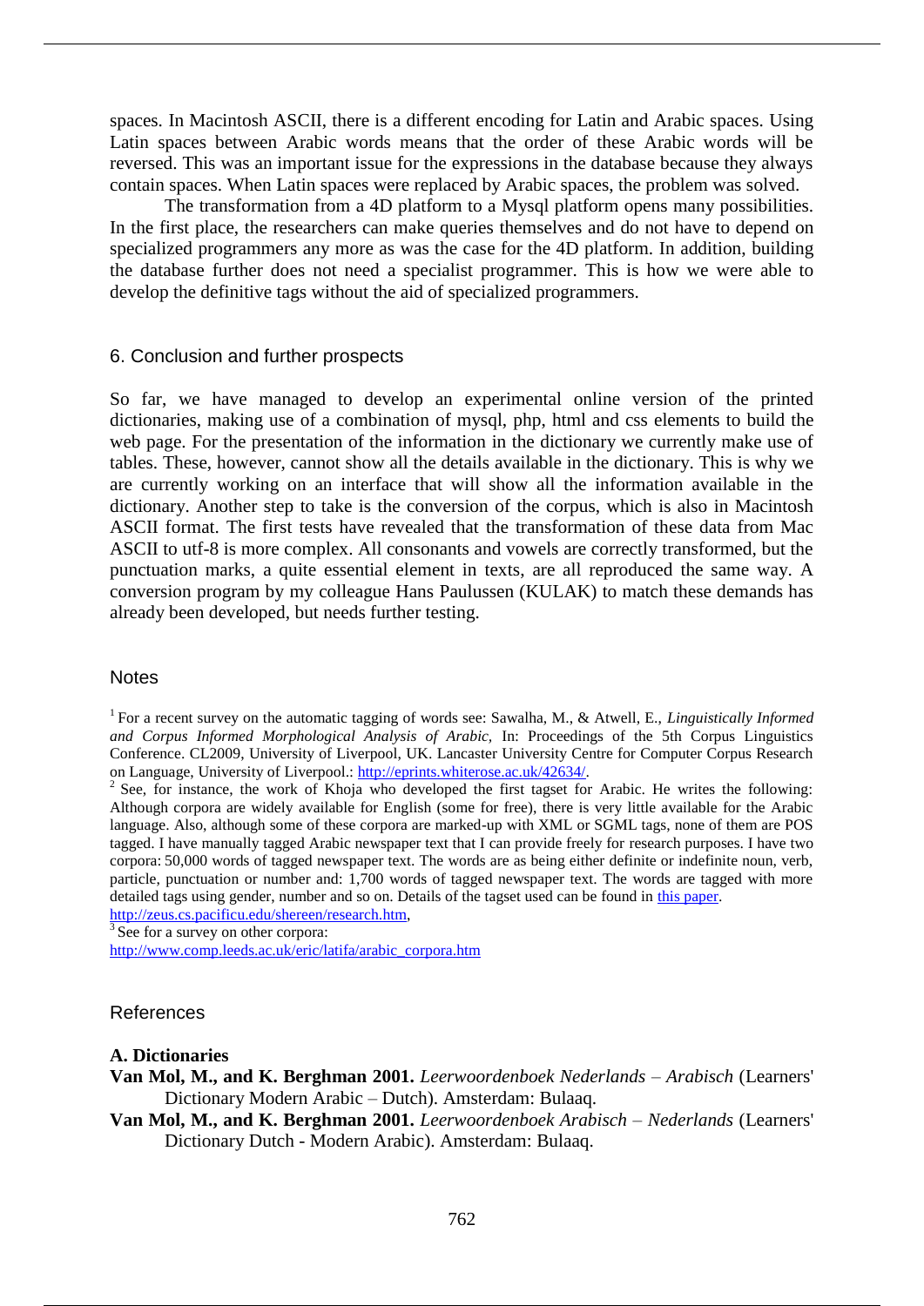spaces. In Macintosh ASCII, there is a different encoding for Latin and Arabic spaces. Using Latin spaces between Arabic words means that the order of these Arabic words will be reversed. This was an important issue for the expressions in the database because they always contain spaces. When Latin spaces were replaced by Arabic spaces, the problem was solved.

The transformation from a 4D platform to a Mysql platform opens many possibilities. In the first place, the researchers can make queries themselves and do not have to depend on specialized programmers any more as was the case for the 4D platform. In addition, building the database further does not need a specialist programmer. This is how we were able to develop the definitive tags without the aid of specialized programmers.

## 6. Conclusion and further prospects

So far, we have managed to develop an experimental online version of the printed dictionaries, making use of a combination of mysql, php, html and css elements to build the web page. For the presentation of the information in the dictionary we currently make use of tables. These, however, cannot show all the details available in the dictionary. This is why we are currently working on an interface that will show all the information available in the dictionary. Another step to take is the conversion of the corpus, which is also in Macintosh ASCII format. The first tests have revealed that the transformation of these data from Mac ASCII to utf-8 is more complex. All consonants and vowels are correctly transformed, but the punctuation marks, a quite essential element in texts, are all reproduced the same way. A conversion program by my colleague Hans Paulussen (KULAK) to match these demands has already been developed, but needs further testing.

## Notes

[1] For a recent survey on the automatic tagging of words see: Sawalha, M., & Atwell, E., *Linguistically Informed and Corpus Informed Morphological Analysis of Arabic*, In: Proceedings of the 5th Corpus Linguistics Conference. CL2009, University of Liverpool, UK. Lancaster University Centre for Computer Corpus Research on Language, University of Liverpool.: http://eprints.whiterose.ac.uk/42634/.

[2] See, for instance, the work of Khoja who developed the first tagset for Arabic. He writes the following: Although corpora are widely available for English (some for free), there is very little available for the Arabic language. Also, although some of these corpora are marked-up with XML or SGML tags, none of them are POS tagged. I have manually tagged Arabic newspaper text that I can provide freely for research purposes. I have two corpora: 50,000 words of tagged newspaper text. The words are as being either definite or indefinite noun, verb, particle, punctuation or number and: 1,700 words of tagged newspaper text. The words are tagged with more detailed tags using gender, number and so on. Details of the tagset used can be found in this paper. http://zeus.cs.pacificu.edu/shereen/research.htm,

[3] See for a survey on other corpora: http://www.comp.leeds.ac.uk/eric/latifa/arabic_corpora.htm

## References

### A. Dictionaries

**Van Mol, M., and K. Berghman 2001.** *Leerwoordenboek Nederlands – Arabisch* (Learners' Dictionary Modern Arabic – Dutch). Amsterdam: Bulaaq.

**Van Mol, M., and K. Berghman 2001.** *Leerwoordenboek Arabisch – Nederlands* (Learners' Dictionary Dutch - Modern Arabic). Amsterdam: Bulaaq.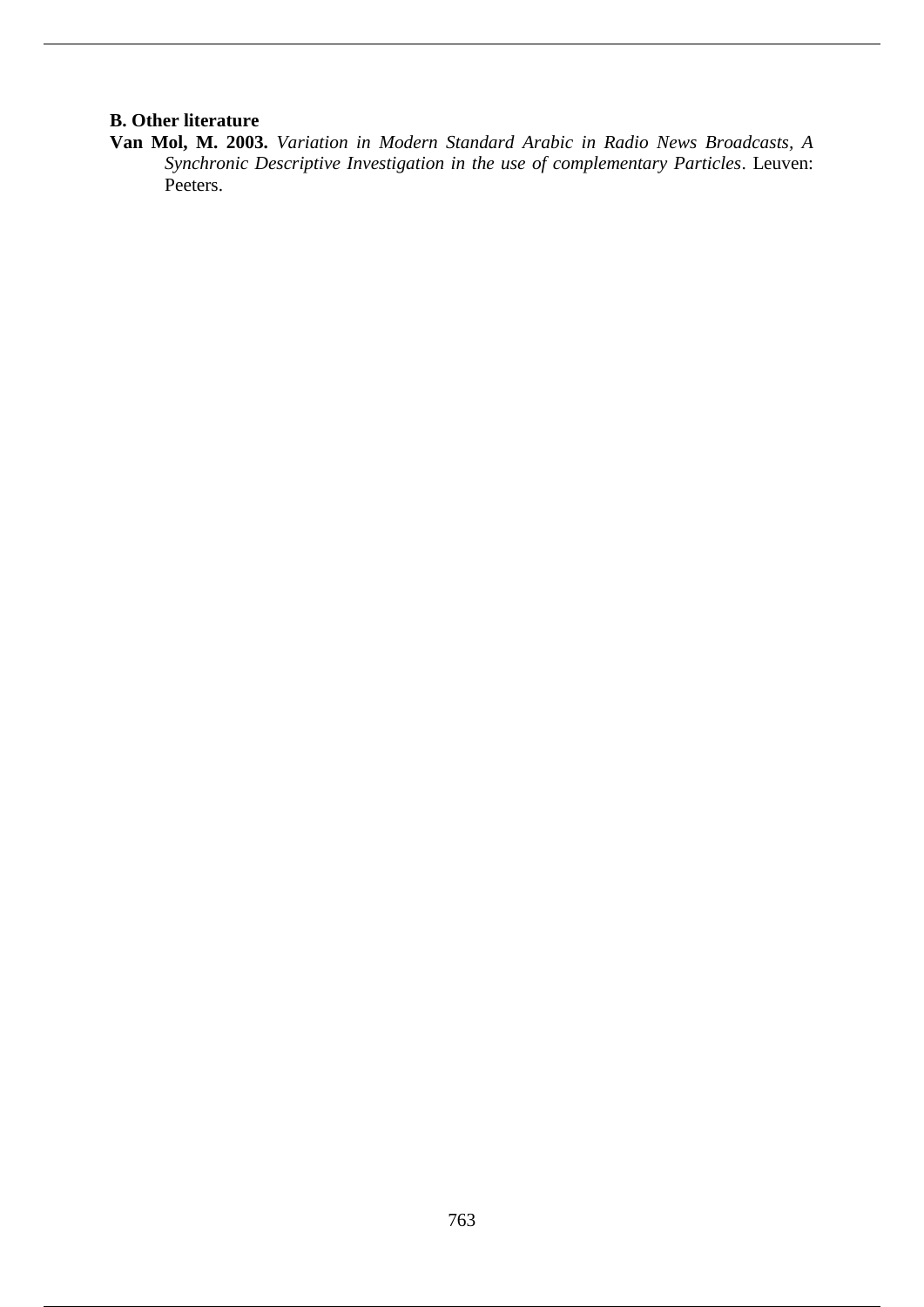### B. Other literature

**Van Mol, M. 2003.** *Variation in Modern Standard Arabic in Radio News Broadcasts, A Synchronic Descriptive Investigation in the use of complementary Particles*. Leuven: Peeters.